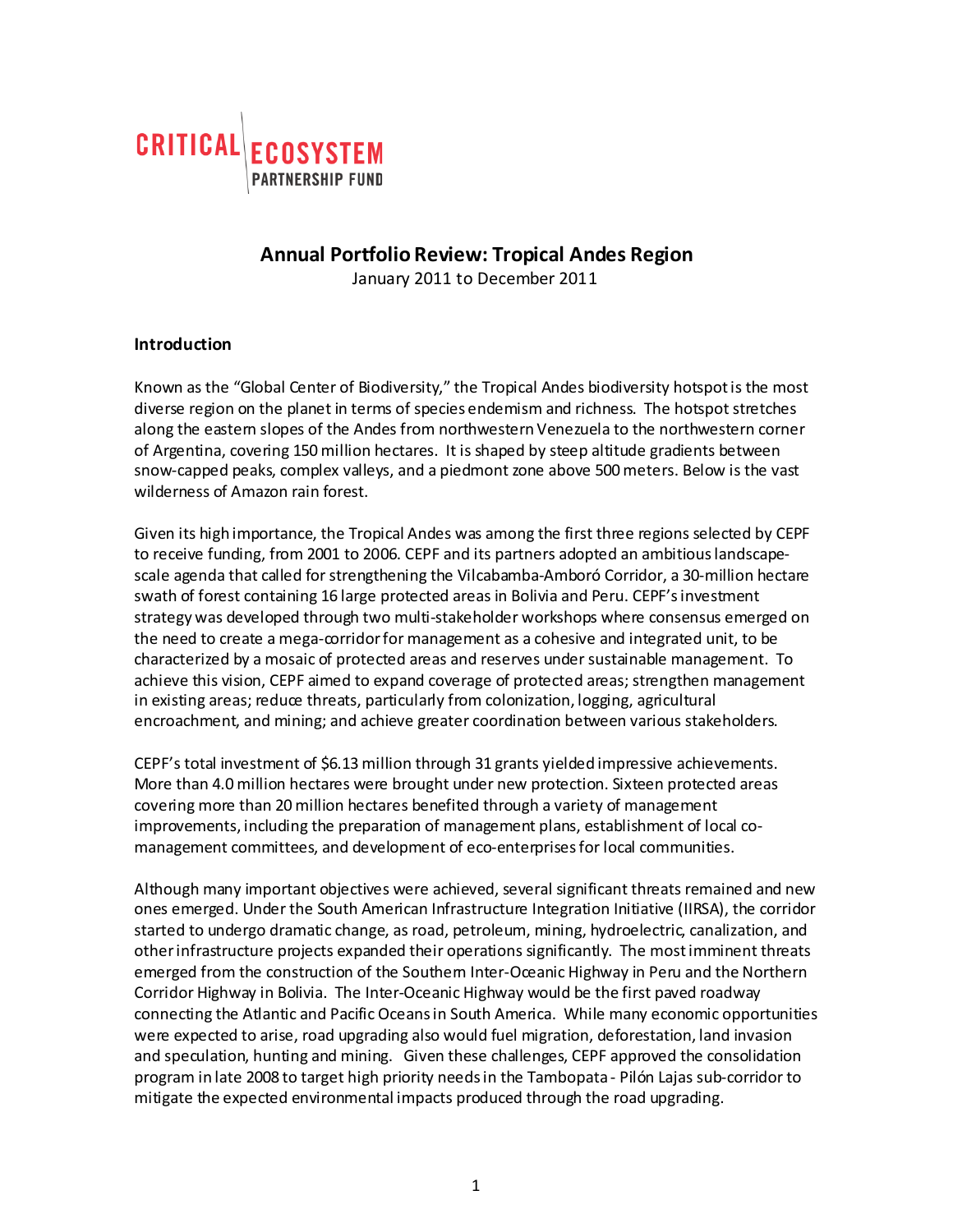CRITICAL ECOSYSTEM PARTNERSHIP FUND

# Annual Portfolio Review: Tropical Andes Region

January 2011 to December 2011

## Introduction

Known as the "Global Center of Biodiversity," the Tropical Andes biodiversity hotspot is the most diverse region on the planet in terms of species endemism and richness. The hotspot stretches along the eastern slopes of the Andes from northwestern Venezuela to the northwestern corner of Argentina, covering 150 million hectares. It is shaped by steep altitude gradients between snow-capped peaks, complex valleys, and a piedmont zone above 500 meters. Below is the vast wilderness of Amazon rain forest.

Given its high importance, the Tropical Andes was among the first three regions selected by CEPF to receive funding, from 2001 to 2006. CEPF and its partners adopted an ambitious landscape-scale agenda that called for strengthening the Vilcabamba-Amboró Corridor, a 30-million hectare swath of forest containing 16 large protected areas in Bolivia and Peru. CEPF's investment strategy was developed through two multi-stakeholder workshops where consensus emerged on the need to create a mega-corridor for management as a cohesive and integrated unit, to be characterized by a mosaic of protected areas and reserves under sustainable management. To achieve this vision, CEPF aimed to expand coverage of protected areas; strengthen management in existing areas; reduce threats, particularly from colonization, logging, agricultural encroachment, and mining; and achieve greater coordination between various stakeholders.

CEPF's total investment of $6.13 million through 31 grants yielded impressive achievements. More than 4.0 million hectares were brought under new protection. Sixteen protected areas covering more than 20 million hectares benefited through a variety of management improvements, including the preparation of management plans, establishment of local co-management committees, and development of eco-enterprises for local communities.

Although many important objectives were achieved, several significant threats remained and new ones emerged. Under the South American Infrastructure Integration Initiative (IIRSA), the corridor started to undergo dramatic change, as road, petroleum, mining, hydroelectric, canalization, and other infrastructure projects expanded their operations significantly. The most imminent threats emerged from the construction of the Southern Inter-Oceanic Highway in Peru and the Northern Corridor Highway in Bolivia. The Inter-Oceanic Highway would be the first paved roadway connecting the Atlantic and Pacific Oceans in South America. While many economic opportunities were expected to arise, road upgrading also would fuel migration, deforestation, land invasion and speculation, hunting and mining. Given these challenges, CEPF approved the consolidation program in late 2008 to target high priority needs in the Tambopata - Pilón Lajas sub-corridor to mitigate the expected environmental impacts produced through the road upgrading.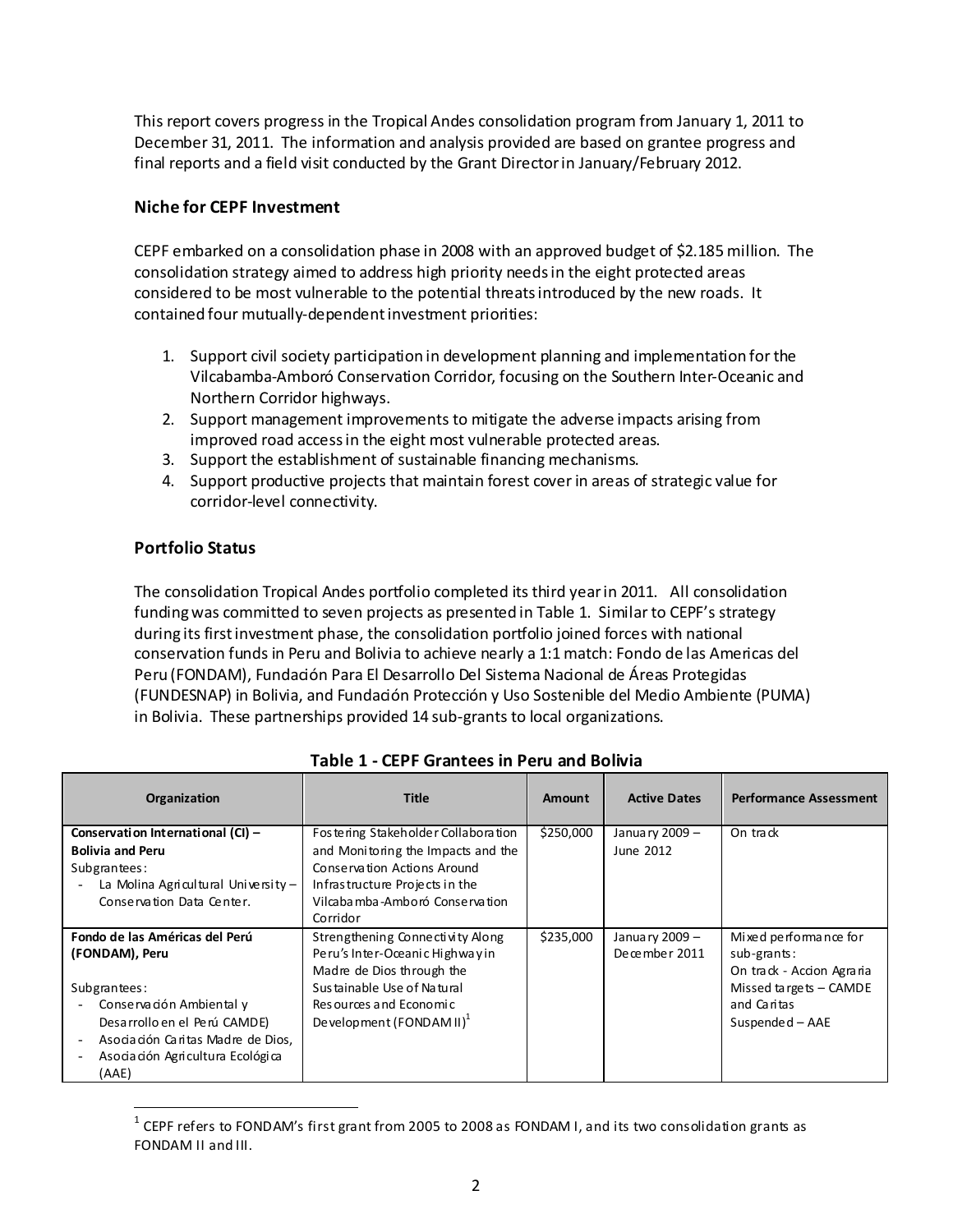This report covers progress in the Tropical Andes consolidation program from January 1, 2011 to December 31, 2011. The information and analysis provided are based on grantee progress and final reports and a field visit conducted by the Grant Director in January/February 2012.

## Niche for CEPF Investment

CEPF embarked on a consolidation phase in 2008 with an approved budget of $2.185 million. The consolidation strategy aimed to address high priority needs in the eight protected areas considered to be most vulnerable to the potential threats introduced by the new roads. It contained four mutually-dependent investment priorities:

1. Support civil society participation in development planning and implementation for the Vilcabamba-Amboró Conservation Corridor, focusing on the Southern Inter-Oceanic and Northern Corridor highways.
2. Support management improvements to mitigate the adverse impacts arising from improved road access in the eight most vulnerable protected areas.
3. Support the establishment of sustainable financing mechanisms.
4. Support productive projects that maintain forest cover in areas of strategic value for corridor-level connectivity.

## Portfolio Status

The consolidation Tropical Andes portfolio completed its third year in 2011. All consolidation funding was committed to seven projects as presented in Table 1. Similar to CEPF's strategy during its first investment phase, the consolidation portfolio joined forces with national conservation funds in Peru and Bolivia to achieve nearly a 1:1 match: Fondo de las Americas del Peru (FONDAM), Fundación Para El Desarrollo Del Sistema Nacional de Áreas Protegidas (FUNDESNAP) in Bolivia, and Fundación Protección y Uso Sostenible del Medio Ambiente (PUMA) in Bolivia. These partnerships provided 14 sub-grants to local organizations.

**Table 1 - CEPF Grantees in Peru and Bolivia**

| Organization | Title | Amount | Active Dates | Performance Assessment |
|---|---|---|---|---|
| **Conservation International (CI) – Bolivia and Peru**<br>Subgrantees:<br>- La Molina Agricultural University – Conservation Data Center. | Fostering Stakeholder Collaboration and Monitoring the Impacts and the Conservation Actions Around Infrastructure Projects in the Vilcabamba-Amboró Conservation Corridor | $250,000 | January 2009 – June 2012 | On track |
| **Fondo de las Américas del Perú (FONDAM), Peru**<br>Subgrantees:<br>- Conservación Ambiental y Desarrollo en el Perú CAMDE)<br>- Asociación Caritas Madre de Dios,<br>- Asociación Agricultura Ecológica (AAE) | Strengthening Connectivity Along Peru's Inter-Oceanic Highway in Madre de Dios through the Sustainable Use of Natural Resources and Economic Development (FONDAM II)[1] | $235,000 | January 2009 – December 2011 | Mixed performance for sub-grants:<br>On track - Accion Agraria<br>Missed targets – CAMDE and Caritas<br>Suspended – AAE |

[1] CEPF refers to FONDAM's first grant from 2005 to 2008 as FONDAM I, and its two consolidation grants as FONDAM II and III.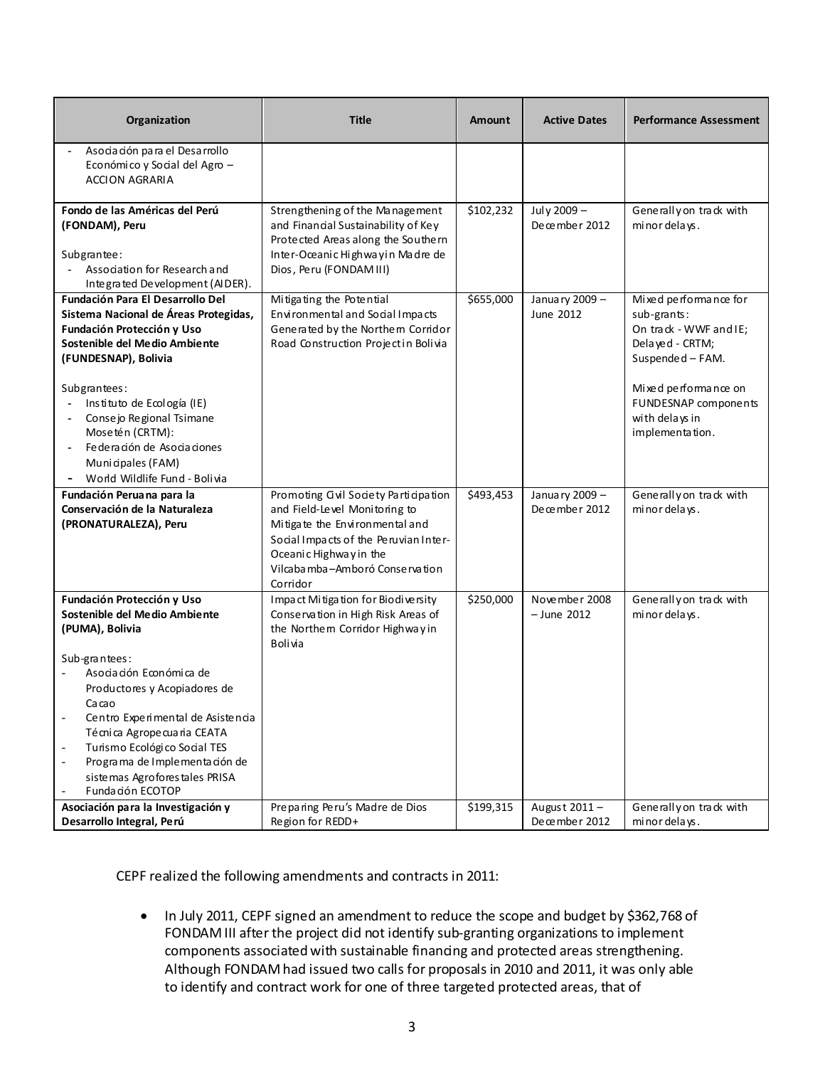| Organization | Title | Amount | Active Dates | Performance Assessment |
|---|---|---|---|---|
| - Asociación para el Desarrollo Económico y Social del Agro – ACCION AGRARIA | | | | |
| **Fondo de las Américas del Perú (FONDAM), Peru**<br><br>Subgrantee:<br>- Association for Research and Integrated Development (AIDER). | Strengthening of the Management and Financial Sustainability of Key Protected Areas along the Southern Inter-Oceanic Highway in Madre de Dios, Peru (FONDAM III) | $102,232 | July 2009 – December 2012 | Generally on track with minor delays. |
| **Fundación Para El Desarrollo Del Sistema Nacional de Áreas Protegidas, Fundación Protección y Uso Sostenible del Medio Ambiente (FUNDESNAP), Bolivia**<br><br>Subgrantees:<br>- Instituto de Ecología (IE)<br>- Consejo Regional Tsimane Mosetén (CRTM):<br>- Federación de Asociaciones Municipales (FAM)<br>- World Wildlife Fund - Bolivia | Mitigating the Potential Environmental and Social Impacts Generated by the Northern Corridor Road Construction Project in Bolivia | $655,000 | January 2009 – June 2012 | Mixed performance for sub-grants:<br>On track - WWF and IE;<br>Delayed - CRTM;<br>Suspended – FAM.<br><br>Mixed performance on FUNDESNAP components with delays in implementation. |
| **Fundación Peruana para la Conservación de la Naturaleza (PRONATURALEZA), Peru** | Promoting Civil Society Participation and Field-Level Monitoring to Mitigate the Environmental and Social Impacts of the Peruvian Inter-Oceanic Highway in the Vilcabamba–Amboró Conservation Corridor | $493,453 | January 2009 – December 2012 | Generally on track with minor delays. |
| **Fundación Protección y Uso Sostenible del Medio Ambiente (PUMA), Bolivia**<br><br>Sub-grantees:<br>- Asociación Económica de Productores y Acopiadores de Cacao<br>- Centro Experimental de Asistencia Técnica Agropecuaria CEATA<br>- Turismo Ecológico Social TES<br>- Programa de Implementación de sistemas Agroforestales PRISA<br>- Fundación ECOTOP | Impact Mitigation for Biodiversity Conservation in High Risk Areas of the Northern Corridor Highway in Bolivia | $250,000 | November 2008 – June 2012 | Generally on track with minor delays. |
| **Asociación para la Investigación y Desarrollo Integral, Perú** | Preparing Peru's Madre de Dios Region for REDD+ | $199,315 | August 2011 – December 2012 | Generally on track with minor delays. |

CEPF realized the following amendments and contracts in 2011:

- In July 2011, CEPF signed an amendment to reduce the scope and budget by $362,768 of FONDAM III after the project did not identify sub-granting organizations to implement components associated with sustainable financing and protected areas strengthening. Although FONDAM had issued two calls for proposals in 2010 and 2011, it was only able to identify and contract work for one of three targeted protected areas, that of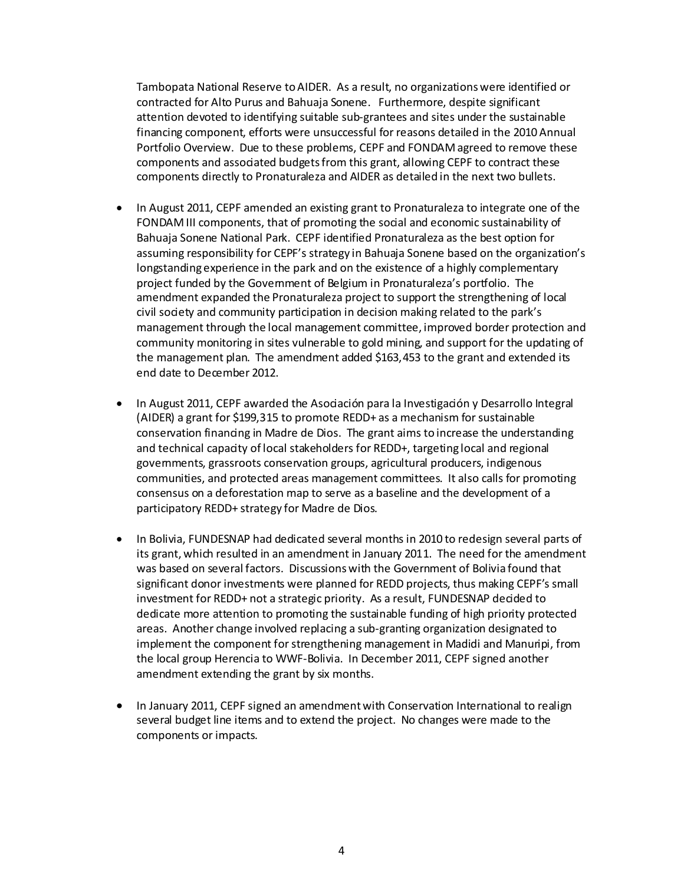Tambopata National Reserve to AIDER. As a result, no organizations were identified or contracted for Alto Purus and Bahuaja Sonene. Furthermore, despite significant attention devoted to identifying suitable sub-grantees and sites under the sustainable financing component, efforts were unsuccessful for reasons detailed in the 2010 Annual Portfolio Overview. Due to these problems, CEPF and FONDAM agreed to remove these components and associated budgets from this grant, allowing CEPF to contract these components directly to Pronaturaleza and AIDER as detailed in the next two bullets.

- In August 2011, CEPF amended an existing grant to Pronaturaleza to integrate one of the FONDAM III components, that of promoting the social and economic sustainability of Bahuaja Sonene National Park. CEPF identified Pronaturaleza as the best option for assuming responsibility for CEPF's strategy in Bahuaja Sonene based on the organization's longstanding experience in the park and on the existence of a highly complementary project funded by the Government of Belgium in Pronaturaleza's portfolio. The amendment expanded the Pronaturaleza project to support the strengthening of local civil society and community participation in decision making related to the park's management through the local management committee, improved border protection and community monitoring in sites vulnerable to gold mining, and support for the updating of the management plan. The amendment added $163,453 to the grant and extended its end date to December 2012.

- In August 2011, CEPF awarded the Asociación para la Investigación y Desarrollo Integral (AIDER) a grant for $199,315 to promote REDD+ as a mechanism for sustainable conservation financing in Madre de Dios. The grant aims to increase the understanding and technical capacity of local stakeholders for REDD+, targeting local and regional governments, grassroots conservation groups, agricultural producers, indigenous communities, and protected areas management committees. It also calls for promoting consensus on a deforestation map to serve as a baseline and the development of a participatory REDD+ strategy for Madre de Dios.

- In Bolivia, FUNDESNAP had dedicated several months in 2010 to redesign several parts of its grant, which resulted in an amendment in January 2011. The need for the amendment was based on several factors. Discussions with the Government of Bolivia found that significant donor investments were planned for REDD projects, thus making CEPF's small investment for REDD+ not a strategic priority. As a result, FUNDESNAP decided to dedicate more attention to promoting the sustainable funding of high priority protected areas. Another change involved replacing a sub-granting organization designated to implement the component for strengthening management in Madidi and Manuripi, from the local group Herencia to WWF-Bolivia. In December 2011, CEPF signed another amendment extending the grant by six months.

- In January 2011, CEPF signed an amendment with Conservation International to realign several budget line items and to extend the project. No changes were made to the components or impacts.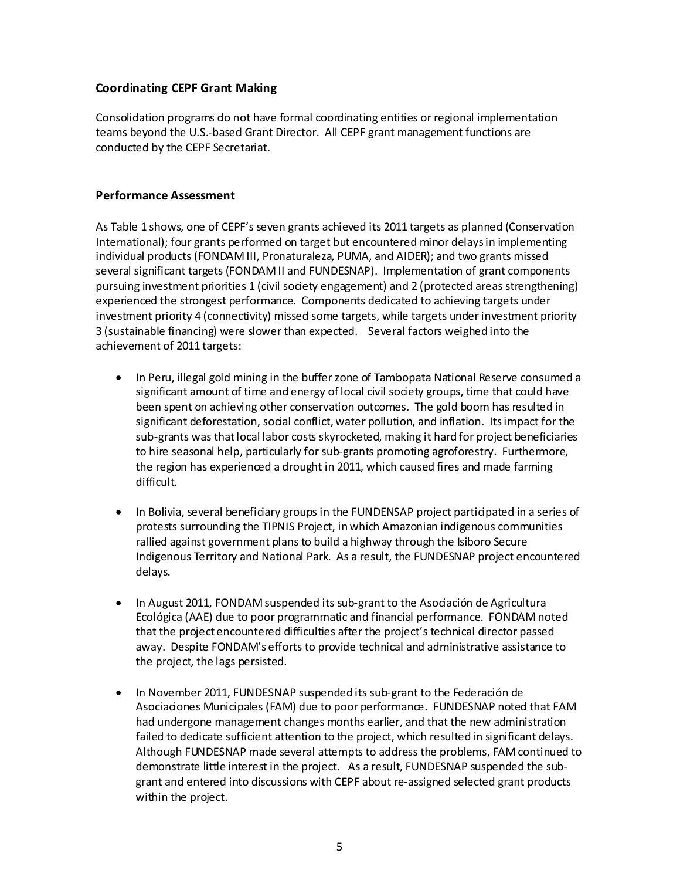## Coordinating CEPF Grant Making

Consolidation programs do not have formal coordinating entities or regional implementation teams beyond the U.S.-based Grant Director. All CEPF grant management functions are conducted by the CEPF Secretariat.

## Performance Assessment

As Table 1 shows, one of CEPF's seven grants achieved its 2011 targets as planned (Conservation International); four grants performed on target but encountered minor delays in implementing individual products (FONDAM III, Pronaturaleza, PUMA, and AIDER); and two grants missed several significant targets (FONDAM II and FUNDESNAP). Implementation of grant components pursuing investment priorities 1 (civil society engagement) and 2 (protected areas strengthening) experienced the strongest performance. Components dedicated to achieving targets under investment priority 4 (connectivity) missed some targets, while targets under investment priority 3 (sustainable financing) were slower than expected. Several factors weighed into the achievement of 2011 targets:

- In Peru, illegal gold mining in the buffer zone of Tambopata National Reserve consumed a significant amount of time and energy of local civil society groups, time that could have been spent on achieving other conservation outcomes. The gold boom has resulted in significant deforestation, social conflict, water pollution, and inflation. Its impact for the sub-grants was that local labor costs skyrocketed, making it hard for project beneficiaries to hire seasonal help, particularly for sub-grants promoting agroforestry. Furthermore, the region has experienced a drought in 2011, which caused fires and made farming difficult.

- In Bolivia, several beneficiary groups in the FUNDENSAP project participated in a series of protests surrounding the TIPNIS Project, in which Amazonian indigenous communities rallied against government plans to build a highway through the Isiboro Secure Indigenous Territory and National Park. As a result, the FUNDESNAP project encountered delays.

- In August 2011, FONDAM suspended its sub-grant to the Asociación de Agricultura Ecológica (AAE) due to poor programmatic and financial performance. FONDAM noted that the project encountered difficulties after the project's technical director passed away. Despite FONDAM's efforts to provide technical and administrative assistance to the project, the lags persisted.

- In November 2011, FUNDESNAP suspended its sub-grant to the Federación de Asociaciones Municipales (FAM) due to poor performance. FUNDESNAP noted that FAM had undergone management changes months earlier, and that the new administration failed to dedicate sufficient attention to the project, which resulted in significant delays. Although FUNDESNAP made several attempts to address the problems, FAM continued to demonstrate little interest in the project. As a result, FUNDESNAP suspended the sub-grant and entered into discussions with CEPF about re-assigned selected grant products within the project.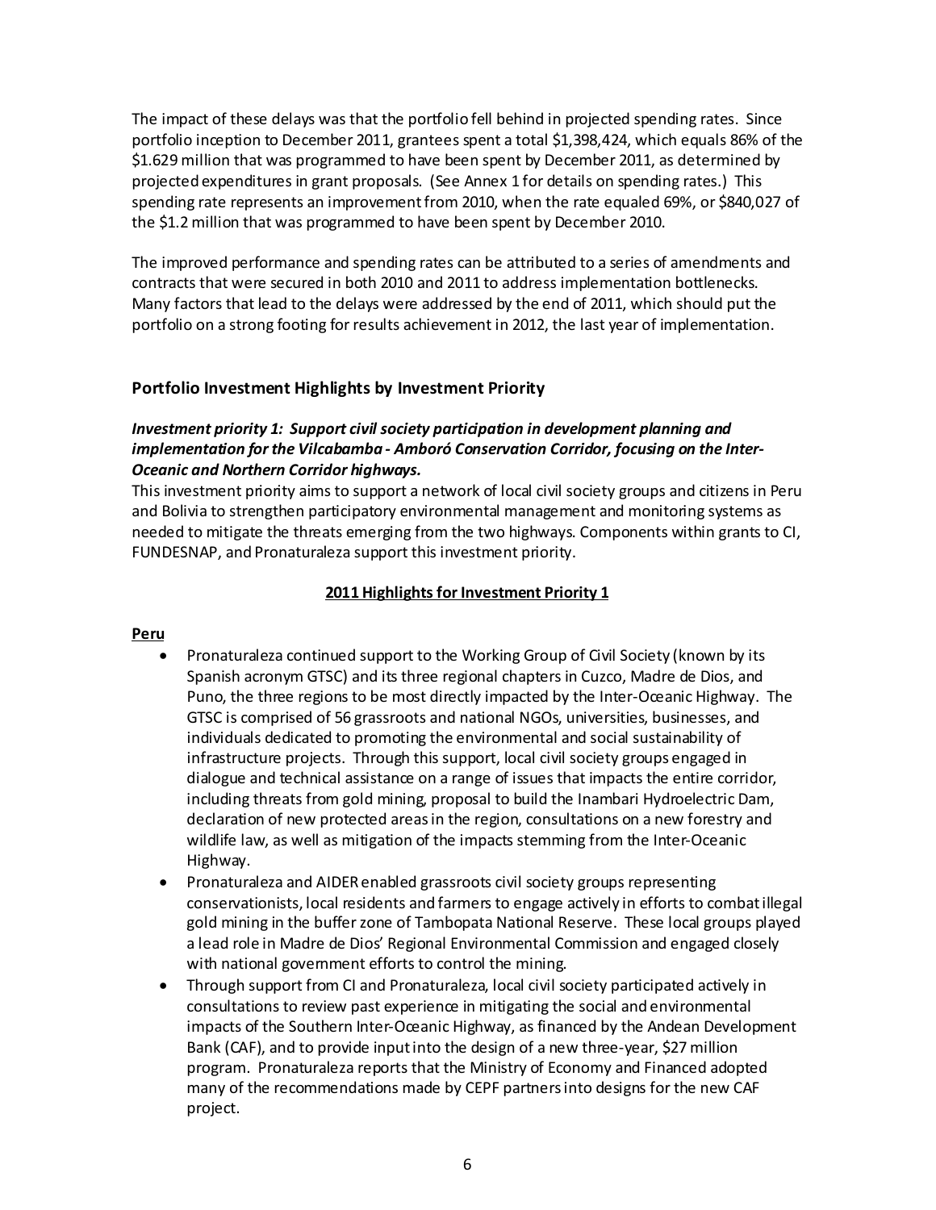The impact of these delays was that the portfolio fell behind in projected spending rates. Since portfolio inception to December 2011, grantees spent a total $1,398,424, which equals 86% of the $1.629 million that was programmed to have been spent by December 2011, as determined by projected expenditures in grant proposals. (See Annex 1 for details on spending rates.) This spending rate represents an improvement from 2010, when the rate equaled 69%, or $840,027 of the $1.2 million that was programmed to have been spent by December 2010.

The improved performance and spending rates can be attributed to a series of amendments and contracts that were secured in both 2010 and 2011 to address implementation bottlenecks. Many factors that lead to the delays were addressed by the end of 2011, which should put the portfolio on a strong footing for results achievement in 2012, the last year of implementation.

## Portfolio Investment Highlights by Investment Priority

***Investment priority 1: Support civil society participation in development planning and implementation for the Vilcabamba - Amboró Conservation Corridor, focusing on the Inter-Oceanic and Northern Corridor highways.***

This investment priority aims to support a network of local civil society groups and citizens in Peru and Bolivia to strengthen participatory environmental management and monitoring systems as needed to mitigate the threats emerging from the two highways. Components within grants to CI, FUNDESNAP, and Pronaturaleza support this investment priority.

**2011 Highlights for Investment Priority 1**

**Peru**

- Pronaturaleza continued support to the Working Group of Civil Society (known by its Spanish acronym GTSC) and its three regional chapters in Cuzco, Madre de Dios, and Puno, the three regions to be most directly impacted by the Inter-Oceanic Highway. The GTSC is comprised of 56 grassroots and national NGOs, universities, businesses, and individuals dedicated to promoting the environmental and social sustainability of infrastructure projects. Through this support, local civil society groups engaged in dialogue and technical assistance on a range of issues that impacts the entire corridor, including threats from gold mining, proposal to build the Inambari Hydroelectric Dam, declaration of new protected areas in the region, consultations on a new forestry and wildlife law, as well as mitigation of the impacts stemming from the Inter-Oceanic Highway.
- Pronaturaleza and AIDER enabled grassroots civil society groups representing conservationists, local residents and farmers to engage actively in efforts to combat illegal gold mining in the buffer zone of Tambopata National Reserve. These local groups played a lead role in Madre de Dios' Regional Environmental Commission and engaged closely with national government efforts to control the mining.
- Through support from CI and Pronaturaleza, local civil society participated actively in consultations to review past experience in mitigating the social and environmental impacts of the Southern Inter-Oceanic Highway, as financed by the Andean Development Bank (CAF), and to provide input into the design of a new three-year, $27 million program. Pronaturaleza reports that the Ministry of Economy and Financed adopted many of the recommendations made by CEPF partners into designs for the new CAF project.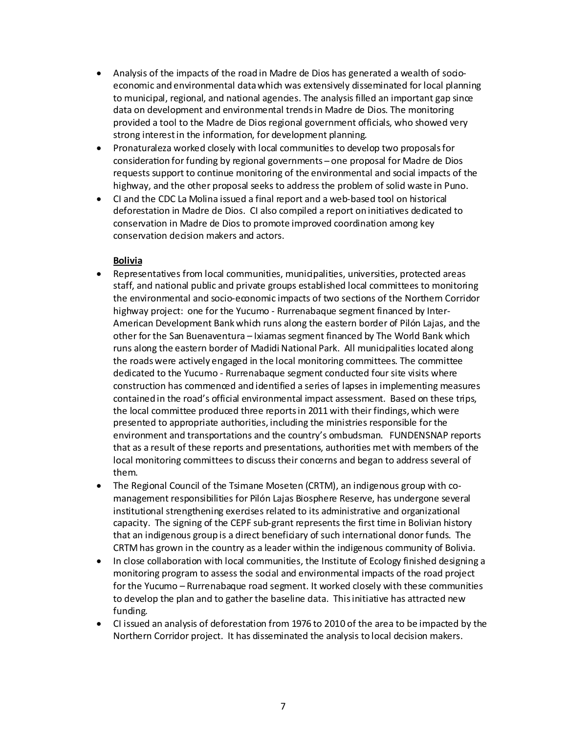- Analysis of the impacts of the road in Madre de Dios has generated a wealth of socio-economic and environmental data which was extensively disseminated for local planning to municipal, regional, and national agencies. The analysis filled an important gap since data on development and environmental trends in Madre de Dios. The monitoring provided a tool to the Madre de Dios regional government officials, who showed very strong interest in the information, for development planning.
- Pronaturaleza worked closely with local communities to develop two proposals for consideration for funding by regional governments – one proposal for Madre de Dios requests support to continue monitoring of the environmental and social impacts of the highway, and the other proposal seeks to address the problem of solid waste in Puno.
- CI and the CDC La Molina issued a final report and a web-based tool on historical deforestation in Madre de Dios. CI also compiled a report on initiatives dedicated to conservation in Madre de Dios to promote improved coordination among key conservation decision makers and actors.

**Bolivia**

- Representatives from local communities, municipalities, universities, protected areas staff, and national public and private groups established local committees to monitoring the environmental and socio-economic impacts of two sections of the Northern Corridor highway project: one for the Yucumo - Rurrenabaque segment financed by Inter-American Development Bank which runs along the eastern border of Pilón Lajas, and the other for the San Buenaventura – Ixiamas segment financed by The World Bank which runs along the eastern border of Madidi National Park. All municipalities located along the roads were actively engaged in the local monitoring committees. The committee dedicated to the Yucumo - Rurrenabaque segment conducted four site visits where construction has commenced and identified a series of lapses in implementing measures contained in the road's official environmental impact assessment. Based on these trips, the local committee produced three reports in 2011 with their findings, which were presented to appropriate authorities, including the ministries responsible for the environment and transportations and the country's ombudsman. FUNDENSNAP reports that as a result of these reports and presentations, authorities met with members of the local monitoring committees to discuss their concerns and began to address several of them.
- The Regional Council of the Tsimane Moseten (CRTM), an indigenous group with co-management responsibilities for Pilón Lajas Biosphere Reserve, has undergone several institutional strengthening exercises related to its administrative and organizational capacity. The signing of the CEPF sub-grant represents the first time in Bolivian history that an indigenous group is a direct beneficiary of such international donor funds. The CRTM has grown in the country as a leader within the indigenous community of Bolivia.
- In close collaboration with local communities, the Institute of Ecology finished designing a monitoring program to assess the social and environmental impacts of the road project for the Yucumo – Rurrenabaque road segment. It worked closely with these communities to develop the plan and to gather the baseline data. This initiative has attracted new funding.
- CI issued an analysis of deforestation from 1976 to 2010 of the area to be impacted by the Northern Corridor project. It has disseminated the analysis to local decision makers.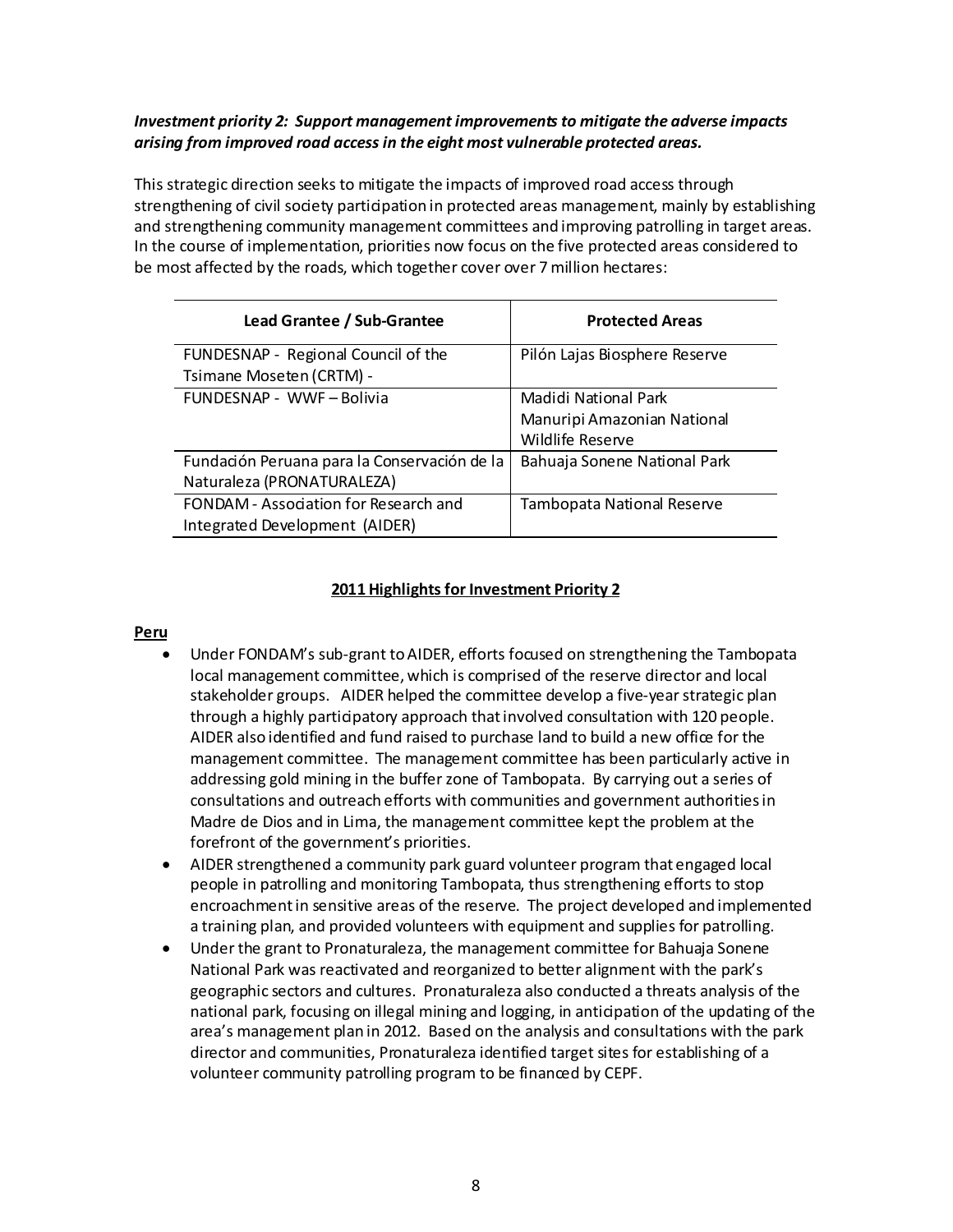***Investment priority 2: Support management improvements to mitigate the adverse impacts arising from improved road access in the eight most vulnerable protected areas.***

This strategic direction seeks to mitigate the impacts of improved road access through strengthening of civil society participation in protected areas management, mainly by establishing and strengthening community management committees and improving patrolling in target areas. In the course of implementation, priorities now focus on the five protected areas considered to be most affected by the roads, which together cover over 7 million hectares:

| Lead Grantee / Sub-Grantee | Protected Areas |
|---|---|
| FUNDESNAP - Regional Council of the Tsimane Moseten (CRTM) - | Pilón Lajas Biosphere Reserve |
| FUNDESNAP - WWF – Bolivia | Madidi National Park<br>Manuripi Amazonian National Wildlife Reserve |
| Fundación Peruana para la Conservación de la Naturaleza (PRONATURALEZA) | Bahuaja Sonene National Park |
| FONDAM - Association for Research and Integrated Development (AIDER) | Tambopata National Reserve |

## 2011 Highlights for Investment Priority 2

**Peru**

- Under FONDAM's sub-grant to AIDER, efforts focused on strengthening the Tambopata local management committee, which is comprised of the reserve director and local stakeholder groups. AIDER helped the committee develop a five-year strategic plan through a highly participatory approach that involved consultation with 120 people. AIDER also identified and fund raised to purchase land to build a new office for the management committee. The management committee has been particularly active in addressing gold mining in the buffer zone of Tambopata. By carrying out a series of consultations and outreach efforts with communities and government authorities in Madre de Dios and in Lima, the management committee kept the problem at the forefront of the government's priorities.
- AIDER strengthened a community park guard volunteer program that engaged local people in patrolling and monitoring Tambopata, thus strengthening efforts to stop encroachment in sensitive areas of the reserve. The project developed and implemented a training plan, and provided volunteers with equipment and supplies for patrolling.
- Under the grant to Pronaturaleza, the management committee for Bahuaja Sonene National Park was reactivated and reorganized to better alignment with the park's geographic sectors and cultures. Pronaturaleza also conducted a threats analysis of the national park, focusing on illegal mining and logging, in anticipation of the updating of the area's management plan in 2012. Based on the analysis and consultations with the park director and communities, Pronaturaleza identified target sites for establishing of a volunteer community patrolling program to be financed by CEPF.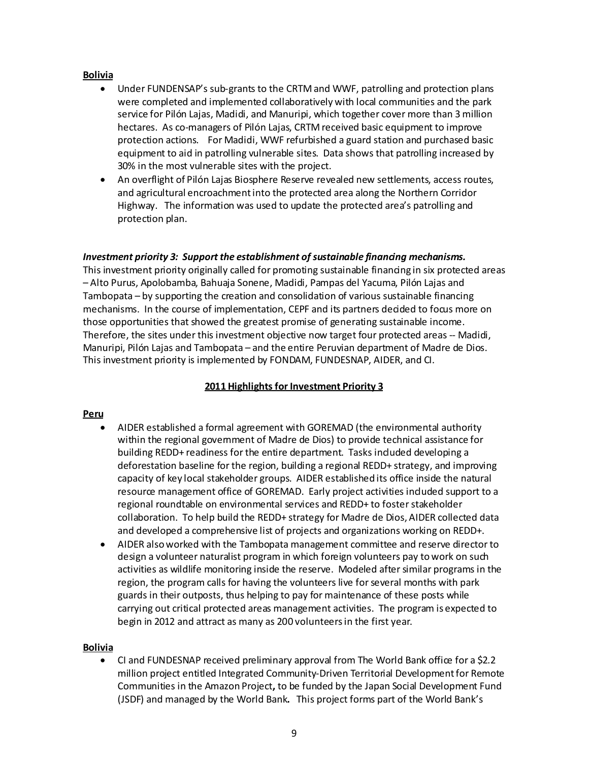**Bolivia**

- Under FUNDENSAP's sub-grants to the CRTM and WWF, patrolling and protection plans were completed and implemented collaboratively with local communities and the park service for Pilón Lajas, Madidi, and Manuripi, which together cover more than 3 million hectares. As co-managers of Pilón Lajas, CRTM received basic equipment to improve protection actions. For Madidi, WWF refurbished a guard station and purchased basic equipment to aid in patrolling vulnerable sites. Data shows that patrolling increased by 30% in the most vulnerable sites with the project.
- An overflight of Pilón Lajas Biosphere Reserve revealed new settlements, access routes, and agricultural encroachment into the protected area along the Northern Corridor Highway. The information was used to update the protected area's patrolling and protection plan.

***Investment priority 3: Support the establishment of sustainable financing mechanisms.***

This investment priority originally called for promoting sustainable financing in six protected areas – Alto Purus, Apolobamba, Bahuaja Sonene, Madidi, Pampas del Yacuma, Pilón Lajas and Tambopata – by supporting the creation and consolidation of various sustainable financing mechanisms. In the course of implementation, CEPF and its partners decided to focus more on those opportunities that showed the greatest promise of generating sustainable income. Therefore, the sites under this investment objective now target four protected areas -- Madidi, Manuripi, Pilón Lajas and Tambopata – and the entire Peruvian department of Madre de Dios. This investment priority is implemented by FONDAM, FUNDESNAP, AIDER, and CI.

**2011 Highlights for Investment Priority 3**

**Peru**

- AIDER established a formal agreement with GOREMAD (the environmental authority within the regional government of Madre de Dios) to provide technical assistance for building REDD+ readiness for the entire department. Tasks included developing a deforestation baseline for the region, building a regional REDD+ strategy, and improving capacity of key local stakeholder groups. AIDER established its office inside the natural resource management office of GOREMAD. Early project activities included support to a regional roundtable on environmental services and REDD+ to foster stakeholder collaboration. To help build the REDD+ strategy for Madre de Dios, AIDER collected data and developed a comprehensive list of projects and organizations working on REDD+.
- AIDER also worked with the Tambopata management committee and reserve director to design a volunteer naturalist program in which foreign volunteers pay to work on such activities as wildlife monitoring inside the reserve. Modeled after similar programs in the region, the program calls for having the volunteers live for several months with park guards in their outposts, thus helping to pay for maintenance of these posts while carrying out critical protected areas management activities. The program is expected to begin in 2012 and attract as many as 200 volunteers in the first year.

**Bolivia**

- CI and FUNDESNAP received preliminary approval from The World Bank office for a $2.2 million project entitled Integrated Community-Driven Territorial Development for Remote Communities in the Amazon Project**,** to be funded by the Japan Social Development Fund (JSDF) and managed by the World Bank**.** This project forms part of the World Bank's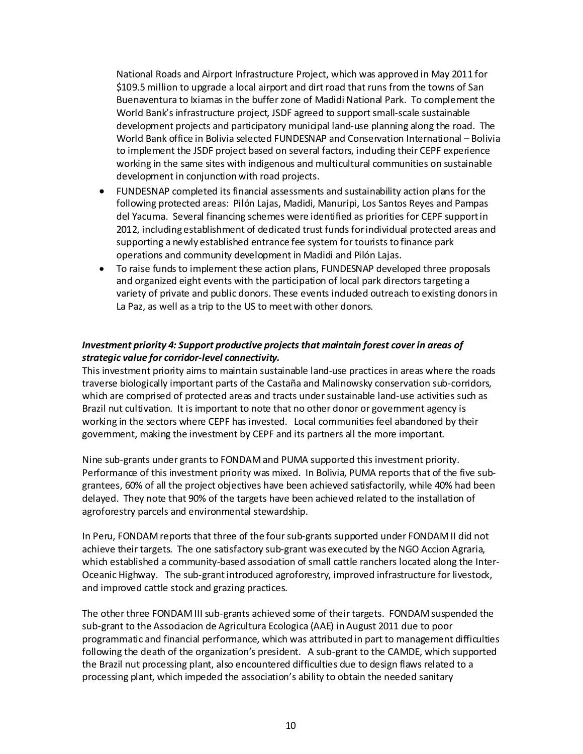National Roads and Airport Infrastructure Project, which was approved in May 2011 for $109.5 million to upgrade a local airport and dirt road that runs from the towns of San Buenaventura to Ixiamas in the buffer zone of Madidi National Park. To complement the World Bank's infrastructure project, JSDF agreed to support small-scale sustainable development projects and participatory municipal land-use planning along the road. The World Bank office in Bolivia selected FUNDESNAP and Conservation International – Bolivia to implement the JSDF project based on several factors, including their CEPF experience working in the same sites with indigenous and multicultural communities on sustainable development in conjunction with road projects.

- FUNDESNAP completed its financial assessments and sustainability action plans for the following protected areas: Pilón Lajas, Madidi, Manuripi, Los Santos Reyes and Pampas del Yacuma. Several financing schemes were identified as priorities for CEPF support in 2012, including establishment of dedicated trust funds for individual protected areas and supporting a newly established entrance fee system for tourists to finance park operations and community development in Madidi and Pilón Lajas.
- To raise funds to implement these action plans, FUNDESNAP developed three proposals and organized eight events with the participation of local park directors targeting a variety of private and public donors. These events included outreach to existing donors in La Paz, as well as a trip to the US to meet with other donors.

***Investment priority 4: Support productive projects that maintain forest cover in areas of strategic value for corridor-level connectivity.***

This investment priority aims to maintain sustainable land-use practices in areas where the roads traverse biologically important parts of the Castaña and Malinowsky conservation sub-corridors, which are comprised of protected areas and tracts under sustainable land-use activities such as Brazil nut cultivation. It is important to note that no other donor or government agency is working in the sectors where CEPF has invested. Local communities feel abandoned by their government, making the investment by CEPF and its partners all the more important.

Nine sub-grants under grants to FONDAM and PUMA supported this investment priority. Performance of this investment priority was mixed. In Bolivia, PUMA reports that of the five sub-grantees, 60% of all the project objectives have been achieved satisfactorily, while 40% had been delayed. They note that 90% of the targets have been achieved related to the installation of agroforestry parcels and environmental stewardship.

In Peru, FONDAM reports that three of the four sub-grants supported under FONDAM II did not achieve their targets. The one satisfactory sub-grant was executed by the NGO Accion Agraria, which established a community-based association of small cattle ranchers located along the Inter-Oceanic Highway. The sub-grant introduced agroforestry, improved infrastructure for livestock, and improved cattle stock and grazing practices.

The other three FONDAM III sub-grants achieved some of their targets. FONDAM suspended the sub-grant to the Associacion de Agricultura Ecologica (AAE) in August 2011 due to poor programmatic and financial performance, which was attributed in part to management difficulties following the death of the organization's president. A sub-grant to the CAMDE, which supported the Brazil nut processing plant, also encountered difficulties due to design flaws related to a processing plant, which impeded the association's ability to obtain the needed sanitary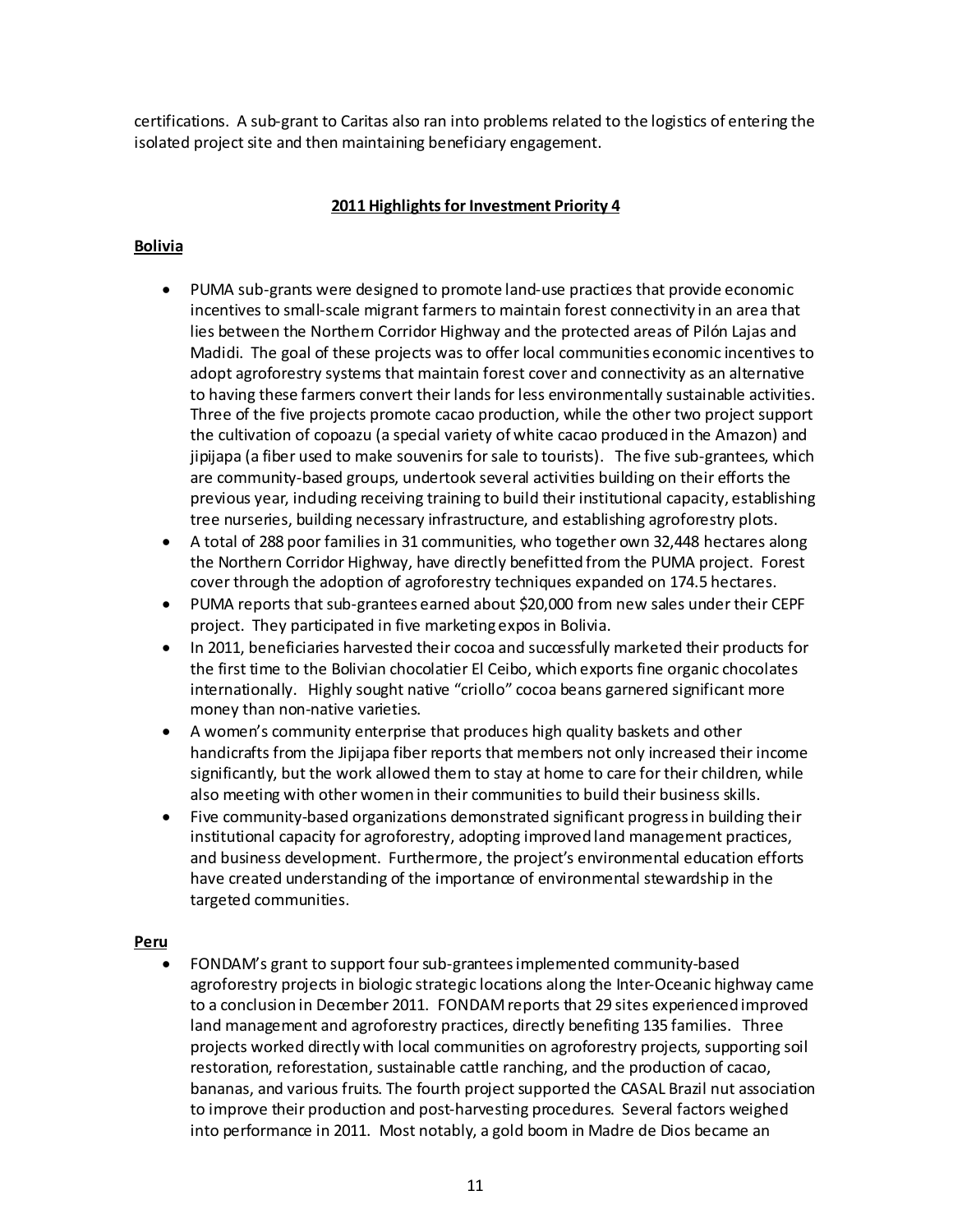certifications. A sub-grant to Caritas also ran into problems related to the logistics of entering the isolated project site and then maintaining beneficiary engagement.

## 2011 Highlights for Investment Priority 4

### Bolivia

- PUMA sub-grants were designed to promote land-use practices that provide economic incentives to small-scale migrant farmers to maintain forest connectivity in an area that lies between the Northern Corridor Highway and the protected areas of Pilón Lajas and Madidi. The goal of these projects was to offer local communities economic incentives to adopt agroforestry systems that maintain forest cover and connectivity as an alternative to having these farmers convert their lands for less environmentally sustainable activities. Three of the five projects promote cacao production, while the other two project support the cultivation of copoazu (a special variety of white cacao produced in the Amazon) and jipijapa (a fiber used to make souvenirs for sale to tourists). The five sub-grantees, which are community-based groups, undertook several activities building on their efforts the previous year, including receiving training to build their institutional capacity, establishing tree nurseries, building necessary infrastructure, and establishing agroforestry plots.
- A total of 288 poor families in 31 communities, who together own 32,448 hectares along the Northern Corridor Highway, have directly benefitted from the PUMA project. Forest cover through the adoption of agroforestry techniques expanded on 174.5 hectares.
- PUMA reports that sub-grantees earned about $20,000 from new sales under their CEPF project. They participated in five marketing expos in Bolivia.
- In 2011, beneficiaries harvested their cocoa and successfully marketed their products for the first time to the Bolivian chocolatier El Ceibo, which exports fine organic chocolates internationally. Highly sought native "criollo" cocoa beans garnered significant more money than non-native varieties.
- A women's community enterprise that produces high quality baskets and other handicrafts from the Jipijapa fiber reports that members not only increased their income significantly, but the work allowed them to stay at home to care for their children, while also meeting with other women in their communities to build their business skills.
- Five community-based organizations demonstrated significant progress in building their institutional capacity for agroforestry, adopting improved land management practices, and business development. Furthermore, the project's environmental education efforts have created understanding of the importance of environmental stewardship in the targeted communities.

### Peru

- FONDAM's grant to support four sub-grantees implemented community-based agroforestry projects in biologic strategic locations along the Inter-Oceanic highway came to a conclusion in December 2011. FONDAM reports that 29 sites experienced improved land management and agroforestry practices, directly benefiting 135 families. Three projects worked directly with local communities on agroforestry projects, supporting soil restoration, reforestation, sustainable cattle ranching, and the production of cacao, bananas, and various fruits. The fourth project supported the CASAL Brazil nut association to improve their production and post-harvesting procedures. Several factors weighed into performance in 2011. Most notably, a gold boom in Madre de Dios became an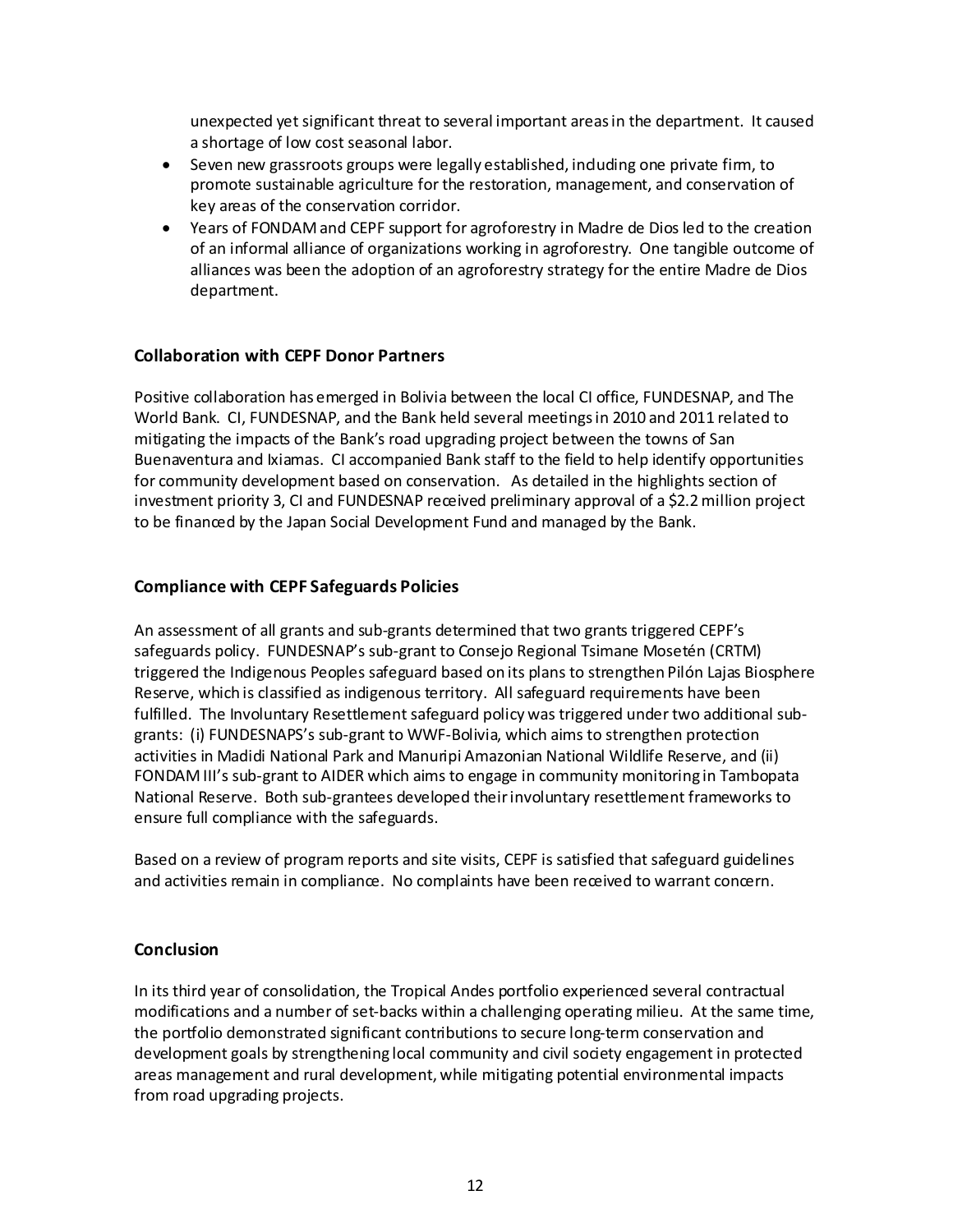unexpected yet significant threat to several important areas in the department. It caused a shortage of low cost seasonal labor.

- Seven new grassroots groups were legally established, including one private firm, to promote sustainable agriculture for the restoration, management, and conservation of key areas of the conservation corridor.
- Years of FONDAM and CEPF support for agroforestry in Madre de Dios led to the creation of an informal alliance of organizations working in agroforestry. One tangible outcome of alliances was been the adoption of an agroforestry strategy for the entire Madre de Dios department.

## Collaboration with CEPF Donor Partners

Positive collaboration has emerged in Bolivia between the local CI office, FUNDESNAP, and The World Bank. CI, FUNDESNAP, and the Bank held several meetings in 2010 and 2011 related to mitigating the impacts of the Bank's road upgrading project between the towns of San Buenaventura and Ixiamas. CI accompanied Bank staff to the field to help identify opportunities for community development based on conservation. As detailed in the highlights section of investment priority 3, CI and FUNDESNAP received preliminary approval of a $2.2 million project to be financed by the Japan Social Development Fund and managed by the Bank.

## Compliance with CEPF Safeguards Policies

An assessment of all grants and sub-grants determined that two grants triggered CEPF's safeguards policy. FUNDESNAP's sub-grant to Consejo Regional Tsimane Mosetén (CRTM) triggered the Indigenous Peoples safeguard based on its plans to strengthen Pilón Lajas Biosphere Reserve, which is classified as indigenous territory. All safeguard requirements have been fulfilled. The Involuntary Resettlement safeguard policy was triggered under two additional sub-grants: (i) FUNDESNAPS's sub-grant to WWF-Bolivia, which aims to strengthen protection activities in Madidi National Park and Manuripi Amazonian National Wildlife Reserve, and (ii) FONDAM III's sub-grant to AIDER which aims to engage in community monitoring in Tambopata National Reserve. Both sub-grantees developed their involuntary resettlement frameworks to ensure full compliance with the safeguards.

Based on a review of program reports and site visits, CEPF is satisfied that safeguard guidelines and activities remain in compliance. No complaints have been received to warrant concern.

## Conclusion

In its third year of consolidation, the Tropical Andes portfolio experienced several contractual modifications and a number of set-backs within a challenging operating milieu. At the same time, the portfolio demonstrated significant contributions to secure long-term conservation and development goals by strengthening local community and civil society engagement in protected areas management and rural development, while mitigating potential environmental impacts from road upgrading projects.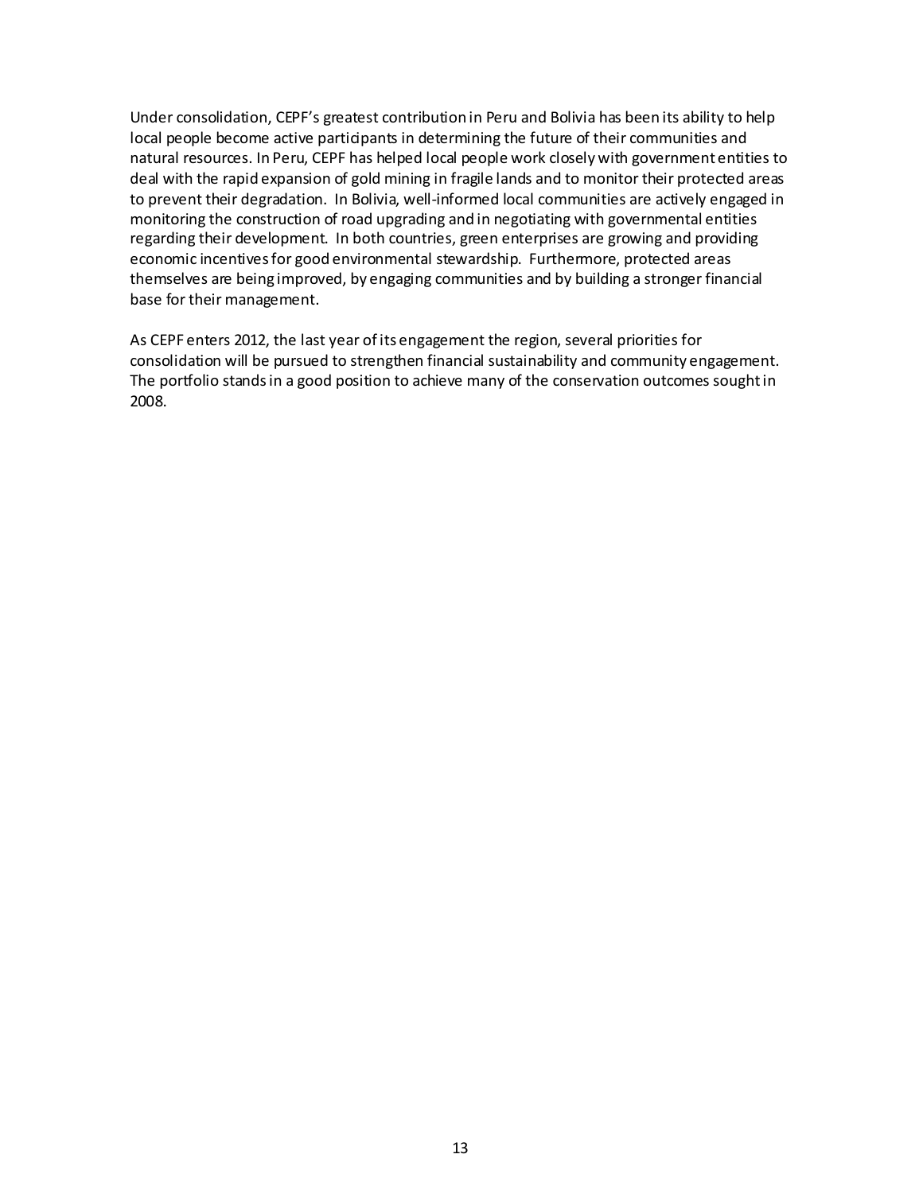Under consolidation, CEPF's greatest contribution in Peru and Bolivia has been its ability to help local people become active participants in determining the future of their communities and natural resources. In Peru, CEPF has helped local people work closely with government entities to deal with the rapid expansion of gold mining in fragile lands and to monitor their protected areas to prevent their degradation. In Bolivia, well-informed local communities are actively engaged in monitoring the construction of road upgrading and in negotiating with governmental entities regarding their development. In both countries, green enterprises are growing and providing economic incentives for good environmental stewardship. Furthermore, protected areas themselves are being improved, by engaging communities and by building a stronger financial base for their management.

As CEPF enters 2012, the last year of its engagement the region, several priorities for consolidation will be pursued to strengthen financial sustainability and community engagement. The portfolio stands in a good position to achieve many of the conservation outcomes sought in 2008.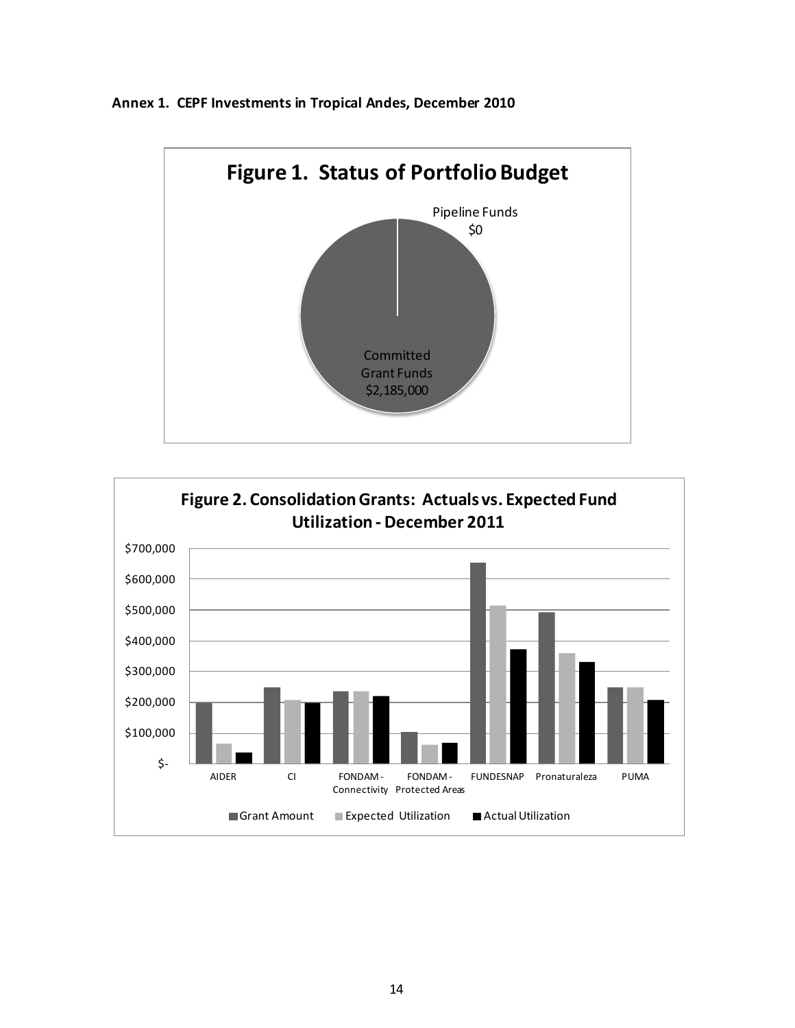**Annex 1. CEPF Investments in Tropical Andes, December 2010**

**Figure 1. Status of Portfolio Budget**

Pipeline Funds $0

Committed Grant Funds $2,185,000

**Figure 2. Consolidation Grants: Actuals vs. Expected Fund Utilization - December 2011**

AIDER, CI, FONDAM - Connectivity, FONDAM - Protected Areas, FUNDESNAP, Pronaturaleza, PUMA

Grant Amount, Expected Utilization, Actual Utilization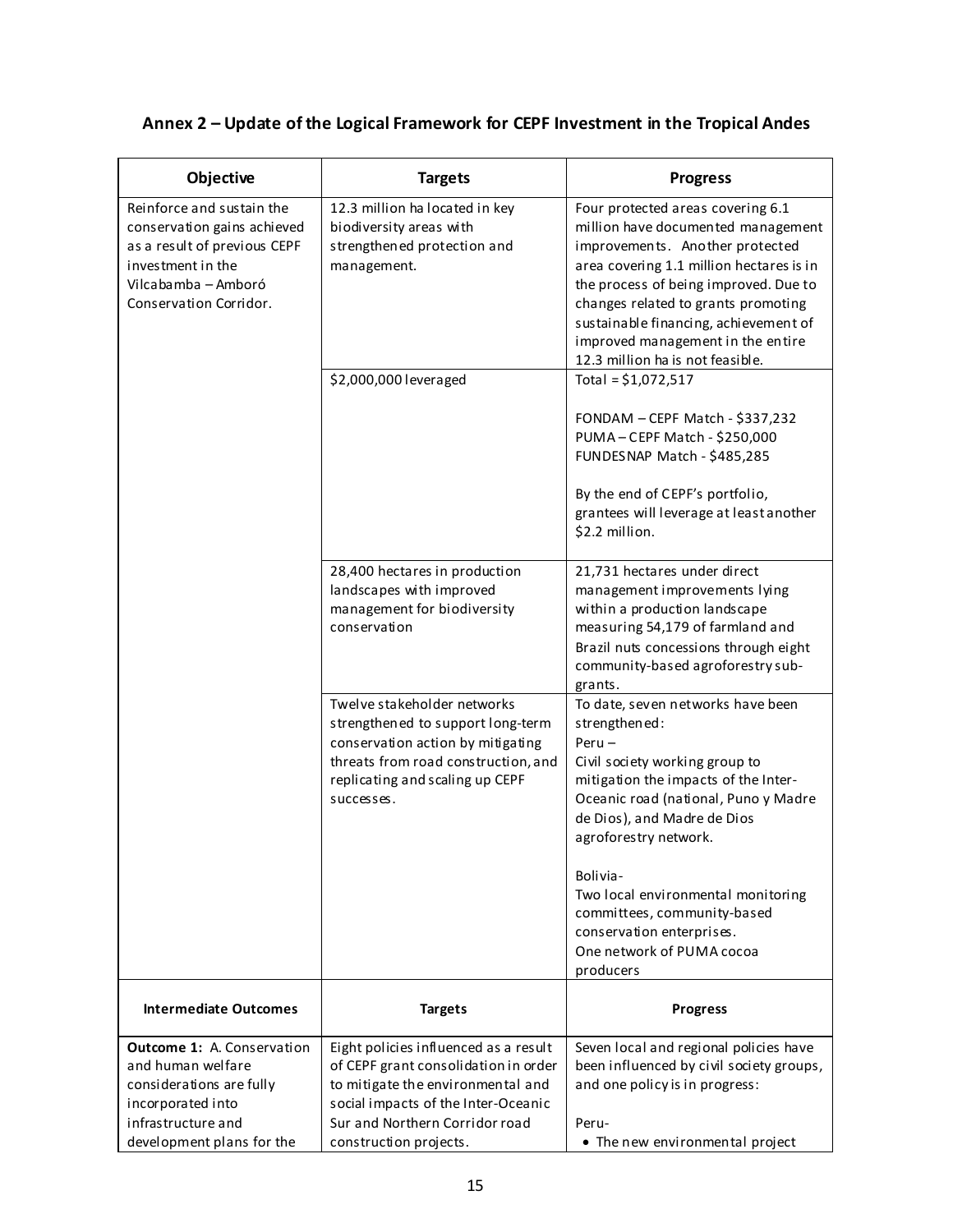## Annex 2 – Update of the Logical Framework for CEPF Investment in the Tropical Andes

| Objective | Targets | Progress |
|---|---|---|
| Reinforce and sustain the conservation gains achieved as a result of previous CEPF investment in the Vilcabamba – Amboró Conservation Corridor. | 12.3 million ha located in key biodiversity areas with strengthened protection and management. | Four protected areas covering 6.1 million have documented management improvements. Another protected area covering 1.1 million hectares is in the process of being improved. Due to changes related to grants promoting sustainable financing, achievement of improved management in the entire 12.3 million ha is not feasible. |
| | $2,000,000 leveraged | Total = $1,072,517<br><br>FONDAM – CEPF Match - $337,232<br>PUMA – CEPF Match - $250,000<br>FUNDESNAP Match - $485,285<br><br>By the end of CEPF's portfolio, grantees will leverage at least another $2.2 million. |
| | 28,400 hectares in production landscapes with improved management for biodiversity conservation | 21,731 hectares under direct management improvements lying within a production landscape measuring 54,179 of farmland and Brazil nuts concessions through eight community-based agroforestry sub-grants. |
| | Twelve stakeholder networks strengthened to support long-term conservation action by mitigating threats from road construction, and replicating and scaling up CEPF successes. | To date, seven networks have been strengthened:<br>Peru –<br>Civil society working group to mitigation the impacts of the Inter-Oceanic road (national, Puno y Madre de Dios), and Madre de Dios agroforestry network.<br><br>Bolivia-<br>Two local environmental monitoring committees, community-based conservation enterprises.<br>One network of PUMA cocoa producers |
| **Intermediate Outcomes** | **Targets** | **Progress** |
| **Outcome 1:** A. Conservation and human welfare considerations are fully incorporated into infrastructure and development plans for the | Eight policies influenced as a result of CEPF grant consolidation in order to mitigate the environmental and social impacts of the Inter-Oceanic Sur and Northern Corridor road construction projects. | Seven local and regional policies have been influenced by civil society groups, and one policy is in progress:<br><br>Peru-<br>• The new environmental project |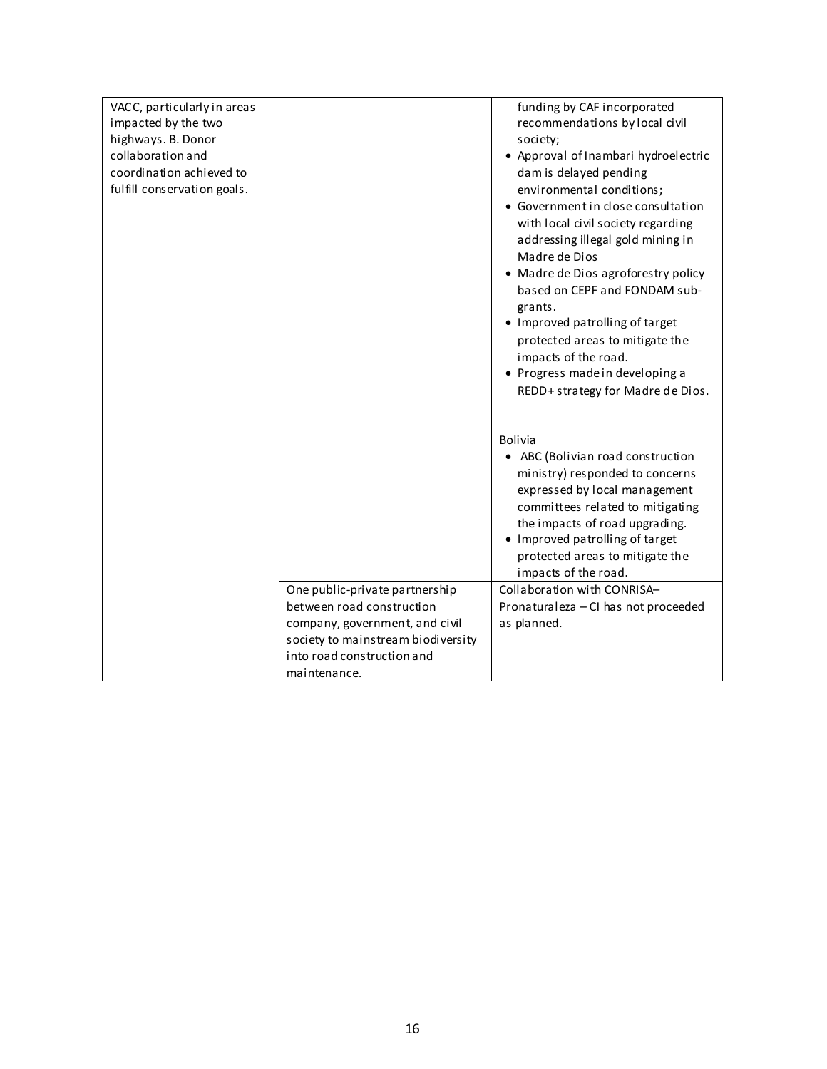| | | |
|---|---|---|
| VACC, particularly in areas impacted by the two highways. B. Donor collaboration and coordination achieved to fulfill conservation goals. | | funding by CAF incorporated recommendations by local civil society;<br>• Approval of Inambari hydroelectric dam is delayed pending environmental conditions;<br>• Government in close consultation with local civil society regarding addressing illegal gold mining in Madre de Dios<br>• Madre de Dios agroforestry policy based on CEPF and FONDAM sub-grants.<br>• Improved patrolling of target protected areas to mitigate the impacts of the road.<br>• Progress made in developing a REDD+ strategy for Madre de Dios.<br><br>Bolivia<br>• ABC (Bolivian road construction ministry) responded to concerns expressed by local management committees related to mitigating the impacts of road upgrading.<br>• Improved patrolling of target protected areas to mitigate the impacts of the road. |
| | One public-private partnership between road construction company, government, and civil society to mainstream biodiversity into road construction and maintenance. | Collaboration with CONRISA–Pronaturaleza – CI has not proceeded as planned. |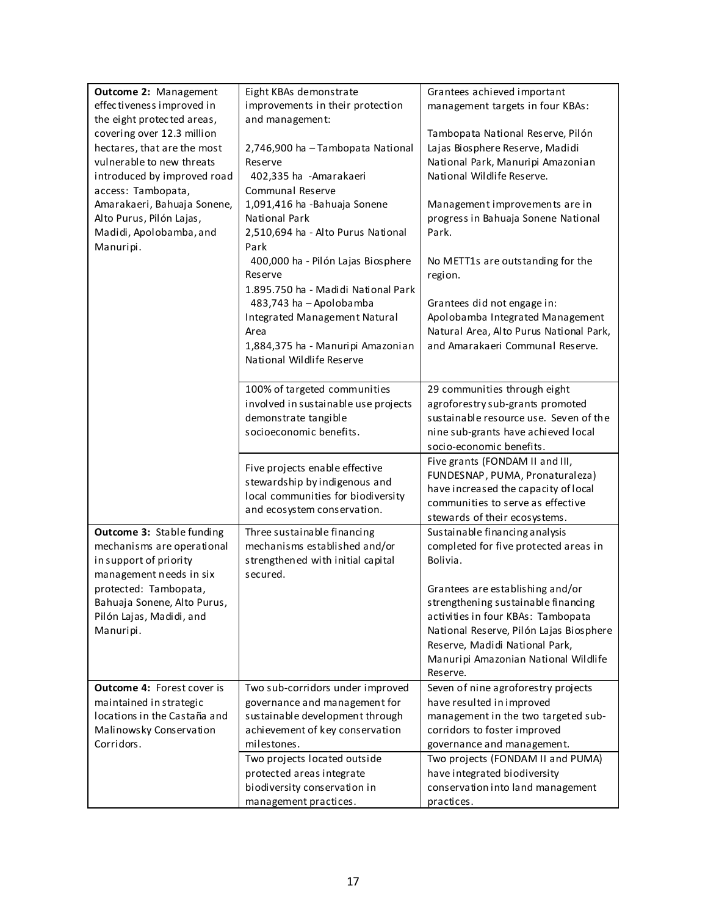| | | |
|---|---|---|
| **Outcome 2:** Management effectiveness improved in the eight protected areas, covering over 12.3 million hectares, that are the most vulnerable to new threats introduced by improved road access: Tambopata, Amarakaeri, Bahuaja Sonene, Alto Purus, Pilón Lajas, Madidi, Apolobamba, and Manuripi. | Eight KBAs demonstrate improvements in their protection and management:<br><br>2,746,900 ha – Tambopata National Reserve<br>402,335 ha -Amarakaeri Communal Reserve<br>1,091,416 ha -Bahuaja Sonene National Park<br>2,510,694 ha - Alto Purus National Park<br>400,000 ha - Pilón Lajas Biosphere Reserve<br>1.895.750 ha - Madidi National Park<br>483,743 ha – Apolobamba Integrated Management Natural Area<br>1,884,375 ha - Manuripi Amazonian National Wildlife Reserve | Grantees achieved important management targets in four KBAs:<br><br>Tambopata National Reserve, Pilón Lajas Biosphere Reserve, Madidi National Park, Manuripi Amazonian National Wildlife Reserve.<br><br>Management improvements are in progress in Bahuaja Sonene National Park.<br><br>No METT1s are outstanding for the region.<br><br>Grantees did not engage in: Apolobamba Integrated Management Natural Area, Alto Purus National Park, and Amarakaeri Communal Reserve. |
| | 100% of targeted communities involved in sustainable use projects demonstrate tangible socioeconomic benefits. | 29 communities through eight agroforestry sub-grants promoted sustainable resource use. Seven of the nine sub-grants have achieved local socio-economic benefits. |
| | Five projects enable effective stewardship by indigenous and local communities for biodiversity and ecosystem conservation. | Five grants (FONDAM II and III, FUNDESNAP, PUMA, Pronaturaleza) have increased the capacity of local communities to serve as effective stewards of their ecosystems. |
| **Outcome 3:** Stable funding mechanisms are operational in support of priority management needs in six protected: Tambopata, Bahuaja Sonene, Alto Purus, Pilón Lajas, Madidi, and Manuripi. | Three sustainable financing mechanisms established and/or strengthened with initial capital secured. | Sustainable financing analysis completed for five protected areas in Bolivia.<br><br>Grantees are establishing and/or strengthening sustainable financing activities in four KBAs: Tambopata National Reserve, Pilón Lajas Biosphere Reserve, Madidi National Park, Manuripi Amazonian National Wildlife Reserve. |
| **Outcome 4:** Forest cover is maintained in strategic locations in the Castaña and Malinowsky Conservation Corridors. | Two sub-corridors under improved governance and management for sustainable development through achievement of key conservation milestones. | Seven of nine agroforestry projects have resulted in improved management in the two targeted sub-corridors to foster improved governance and management. |
| | Two projects located outside protected areas integrate biodiversity conservation in management practices. | Two projects (FONDAM II and PUMA) have integrated biodiversity conservation into land management practices. |